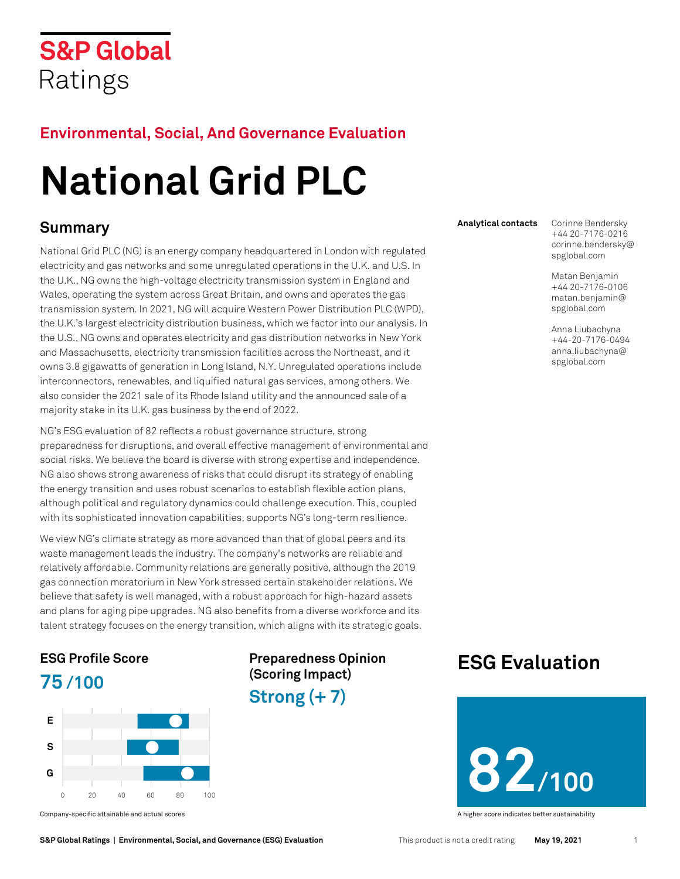S&P Global Ratings

## Environmental, Social, And Governance Evaluation

# National Grid PLC

## Summary

National Grid PLC (NG) is an energy company headquartered in London with regulated electricity and gas networks and some unregulated operations in the U.K. and U.S. In the U.K., NG owns the high-voltage electricity transmission system in England and Wales, operating the system across Great Britain, and owns and operates the gas transmission system. In 2021, NG will acquire Western Power Distribution PLC (WPD), the U.K.'s largest electricity distribution business, which we factor into our analysis. In the U.S., NG owns and operates electricity and gas distribution networks in New York and Massachusetts, electricity transmission facilities across the Northeast, and it owns 3.8 gigawatts of generation in Long Island, N.Y. Unregulated operations include interconnectors, renewables, and liquified natural gas services, among others. We also consider the 2021 sale of its Rhode Island utility and the announced sale of a majority stake in its U.K. gas business by the end of 2022.

NG's ESG evaluation of 82 reflects a robust governance structure, strong preparedness for disruptions, and overall effective management of environmental and social risks. We believe the board is diverse with strong expertise and independence. NG also shows strong awareness of risks that could disrupt its strategy of enabling the energy transition and uses robust scenarios to establish flexible action plans, although political and regulatory dynamics could challenge execution. This, coupled with its sophisticated innovation capabilities, supports NG's long-term resilience.

We view NG's climate strategy as more advanced than that of global peers and its waste management leads the industry. The company's networks are reliable and relatively affordable. Community relations are generally positive, although the 2019 gas connection moratorium in New York stressed certain stakeholder relations. We believe that safety is well managed, with a robust approach for high-hazard assets and plans for aging pipe upgrades. NG also benefits from a diverse workforce and its talent strategy focuses on the energy transition, which aligns with its strategic goals.

**Analytical contacts**

Corinne Bendersky
+44 20-7176-0216
corinne.bendersky@spglobal.com

Matan Benjamin
+44 20-7176-0106
matan.benjamin@spglobal.com

Anna Liubachyna
+44-20-7176-0494
anna.liubachyna@spglobal.com

### ESG Profile Score

**75 /100**

Company-specific attainable and actual scores

### Preparedness Opinion (Scoring Impact)

**Strong (+ 7)**

## ESG Evaluation

**82/100**

A higher score indicates better sustainability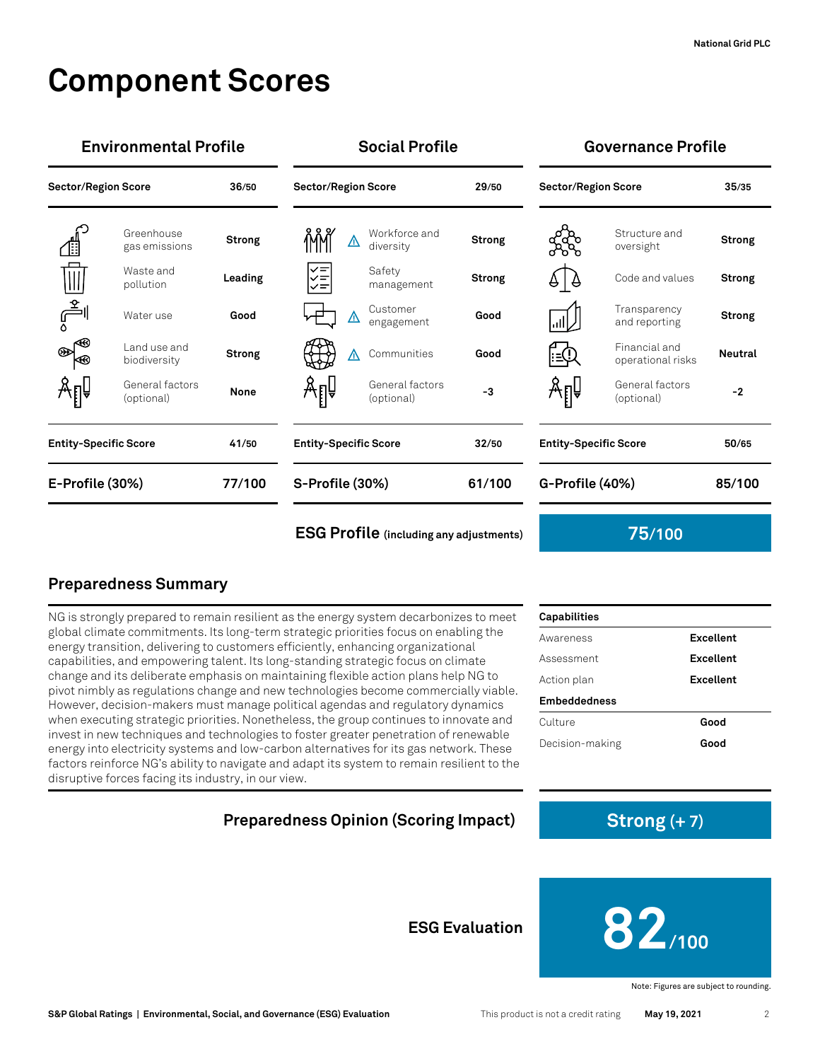# Component Scores

## Environmental Profile

| Sector/Region Score | 36/50 |
|---|---|
| Greenhouse gas emissions | Strong |
| Waste and pollution | Leading |
| Water use | Good |
| Land use and biodiversity | Strong |
| General factors (optional) | None |
| **Entity-Specific Score** | **41/50** |
| **E-Profile (30%)** | **77/100** |

## Social Profile

| Sector/Region Score | 29/50 |
|---|---|
| Workforce and diversity ⚠ | Strong |
| Safety management | Strong |
| Customer engagement ⚠ | Good |
| Communities ⚠ | Good |
| General factors (optional) | -3 |
| **Entity-Specific Score** | **32/50** |
| **S-Profile (30%)** | **61/100** |

## Governance Profile

| Sector/Region Score | 35/35 |
|---|---|
| Structure and oversight | Strong |
| Code and values | Strong |
| Transparency and reporting | Strong |
| Financial and operational risks | Neutral |
| General factors (optional) | -2 |
| **Entity-Specific Score** | **50/65** |
| **G-Profile (40%)** | **85/100** |

**ESG Profile** (including any adjustments): **75/100**

## Preparedness Summary

NG is strongly prepared to remain resilient as the energy system decarbonizes to meet global climate commitments. Its long-term strategic priorities focus on enabling the energy transition, delivering to customers efficiently, enhancing organizational capabilities, and empowering talent. Its long-standing strategic focus on climate change and its deliberate emphasis on maintaining flexible action plans help NG to pivot nimbly as regulations change and new technologies become commercially viable. However, decision-makers must manage political agendas and regulatory dynamics when executing strategic priorities. Nonetheless, the group continues to innovate and invest in new techniques and technologies to foster greater penetration of renewable energy into electricity systems and low-carbon alternatives for its gas network. These factors reinforce NG's ability to navigate and adapt its system to remain resilient to the disruptive forces facing its industry, in our view.

| **Capabilities** | |
|---|---|
| Awareness | Excellent |
| Assessment | Excellent |
| Action plan | Excellent |
| **Embeddedness** | |
| Culture | Good |
| Decision-making | Good |

**Preparedness Opinion (Scoring Impact)**: **Strong (+ 7)**

**ESG Evaluation**: **82/100**

Note: Figures are subject to rounding.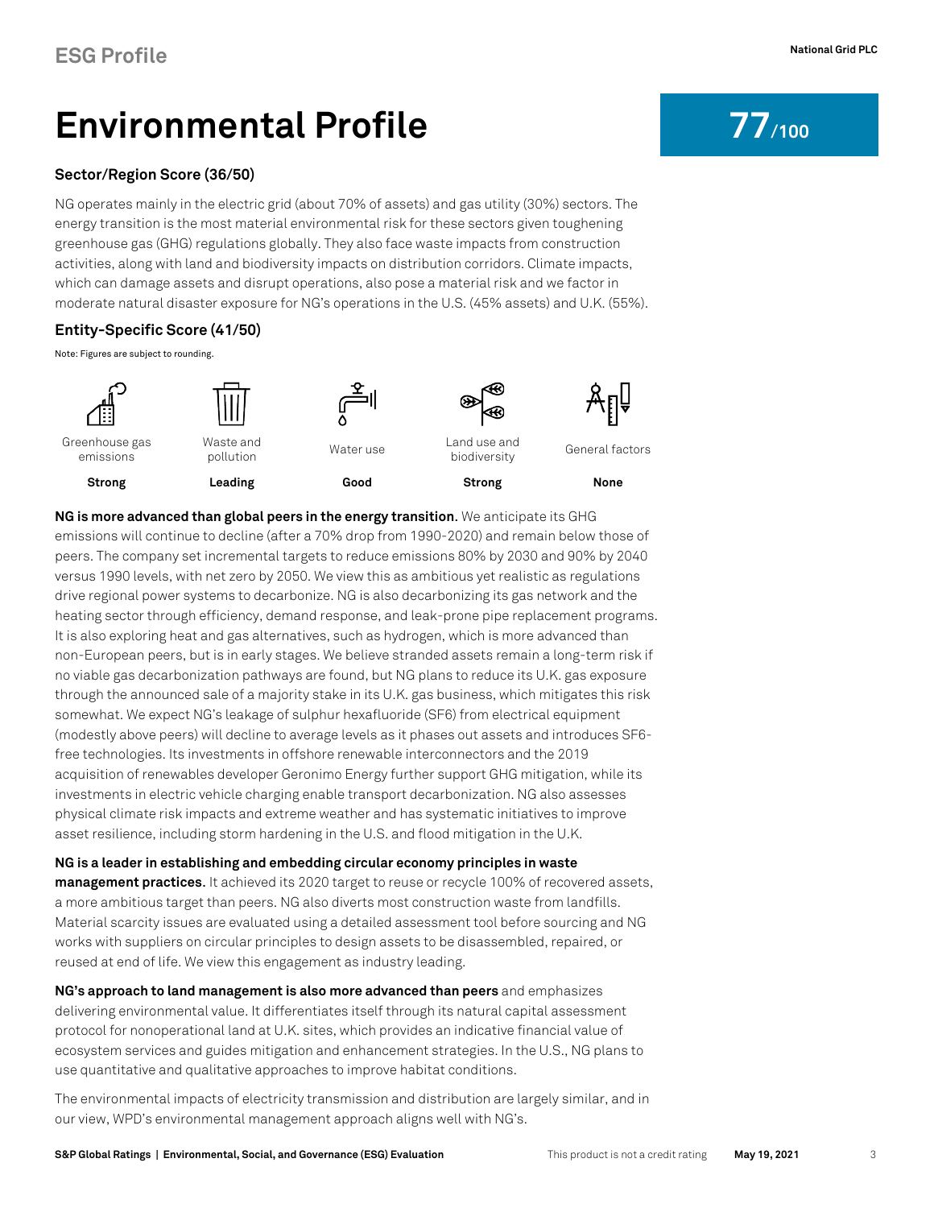# Environmental Profile

**77/100**

### Sector/Region Score (36/50)

NG operates mainly in the electric grid (about 70% of assets) and gas utility (30%) sectors. The energy transition is the most material environmental risk for these sectors given toughening greenhouse gas (GHG) regulations globally. They also face waste impacts from construction activities, along with land and biodiversity impacts on distribution corridors. Climate impacts, which can damage assets and disrupt operations, also pose a material risk and we factor in moderate natural disaster exposure for NG's operations in the U.S. (45% assets) and U.K. (55%).

### Entity-Specific Score (41/50)

Note: Figures are subject to rounding.

| Greenhouse gas emissions | Waste and pollution | Water use | Land use and biodiversity | General factors |
|---|---|---|---|---|
| **Strong** | **Leading** | **Good** | **Strong** | **None** |

**NG is more advanced than global peers in the energy transition**. We anticipate its GHG emissions will continue to decline (after a 70% drop from 1990-2020) and remain below those of peers. The company set incremental targets to reduce emissions 80% by 2030 and 90% by 2040 versus 1990 levels, with net zero by 2050. We view this as ambitious yet realistic as regulations drive regional power systems to decarbonize. NG is also decarbonizing its gas network and the heating sector through efficiency, demand response, and leak-prone pipe replacement programs. It is also exploring heat and gas alternatives, such as hydrogen, which is more advanced than non-European peers, but is in early stages. We believe stranded assets remain a long-term risk if no viable gas decarbonization pathways are found, but NG plans to reduce its U.K. gas exposure through the announced sale of a majority stake in its U.K. gas business, which mitigates this risk somewhat. We expect NG's leakage of sulphur hexafluoride (SF6) from electrical equipment (modestly above peers) will decline to average levels as it phases out assets and introduces SF6-free technologies. Its investments in offshore renewable interconnectors and the 2019 acquisition of renewables developer Geronimo Energy further support GHG mitigation, while its investments in electric vehicle charging enable transport decarbonization. NG also assesses physical climate risk impacts and extreme weather and has systematic initiatives to improve asset resilience, including storm hardening in the U.S. and flood mitigation in the U.K.

**NG is a leader in establishing and embedding circular economy principles in waste management practices.** It achieved its 2020 target to reuse or recycle 100% of recovered assets, a more ambitious target than peers. NG also diverts most construction waste from landfills. Material scarcity issues are evaluated using a detailed assessment tool before sourcing and NG works with suppliers on circular principles to design assets to be disassembled, repaired, or reused at end of life. We view this engagement as industry leading.

**NG's approach to land management is also more advanced than peers** and emphasizes delivering environmental value. It differentiates itself through its natural capital assessment protocol for nonoperational land at U.K. sites, which provides an indicative financial value of ecosystem services and guides mitigation and enhancement strategies. In the U.S., NG plans to use quantitative and qualitative approaches to improve habitat conditions.

The environmental impacts of electricity transmission and distribution are largely similar, and in our view, WPD's environmental management approach aligns well with NG's.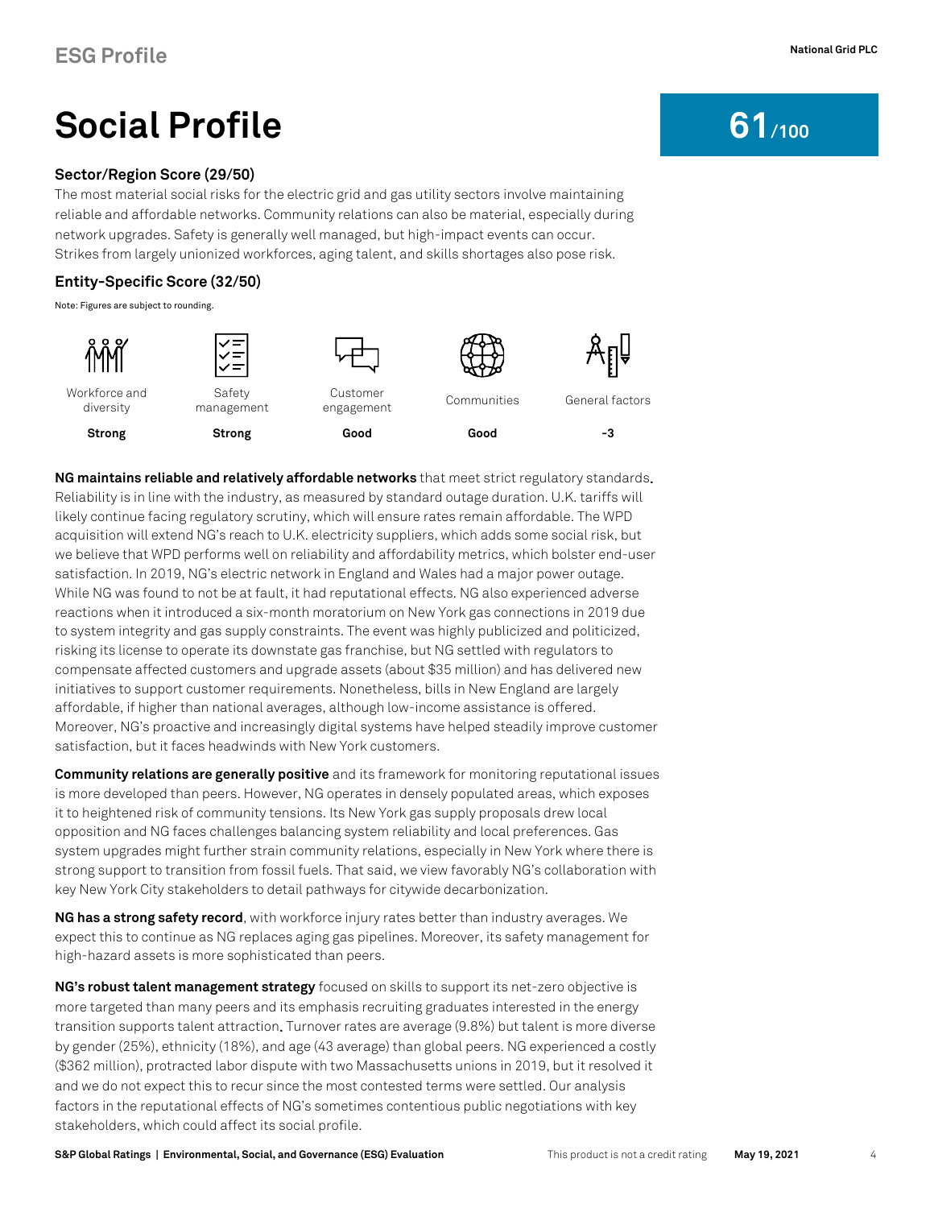# Social Profile

**61/100**

### Sector/Region Score (29/50)

The most material social risks for the electric grid and gas utility sectors involve maintaining reliable and affordable networks. Community relations can also be material, especially during network upgrades. Safety is generally well managed, but high-impact events can occur. Strikes from largely unionized workforces, aging talent, and skills shortages also pose risk.

### Entity-Specific Score (32/50)

Note: Figures are subject to rounding.

| Workforce and diversity | Safety management | Customer engagement | Communities | General factors |
|---|---|---|---|---|
| **Strong** | **Strong** | **Good** | **Good** | **-3** |

**NG maintains reliable and relatively affordable networks** that meet strict regulatory standards. Reliability is in line with the industry, as measured by standard outage duration. U.K. tariffs will likely continue facing regulatory scrutiny, which will ensure rates remain affordable. The WPD acquisition will extend NG's reach to U.K. electricity suppliers, which adds some social risk, but we believe that WPD performs well on reliability and affordability metrics, which bolster end-user satisfaction. In 2019, NG's electric network in England and Wales had a major power outage. While NG was found to not be at fault, it had reputational effects. NG also experienced adverse reactions when it introduced a six-month moratorium on New York gas connections in 2019 due to system integrity and gas supply constraints. The event was highly publicized and politicized, risking its license to operate its downstate gas franchise, but NG settled with regulators to compensate affected customers and upgrade assets (about $35 million) and has delivered new initiatives to support customer requirements. Nonetheless, bills in New England are largely affordable, if higher than national averages, although low-income assistance is offered. Moreover, NG's proactive and increasingly digital systems have helped steadily improve customer satisfaction, but it faces headwinds with New York customers.

**Community relations are generally positive** and its framework for monitoring reputational issues is more developed than peers. However, NG operates in densely populated areas, which exposes it to heightened risk of community tensions. Its New York gas supply proposals drew local opposition and NG faces challenges balancing system reliability and local preferences. Gas system upgrades might further strain community relations, especially in New York where there is strong support to transition from fossil fuels. That said, we view favorably NG's collaboration with key New York City stakeholders to detail pathways for citywide decarbonization.

**NG has a strong safety record**, with workforce injury rates better than industry averages. We expect this to continue as NG replaces aging gas pipelines. Moreover, its safety management for high-hazard assets is more sophisticated than peers.

**NG's robust talent management strategy** focused on skills to support its net-zero objective is more targeted than many peers and its emphasis recruiting graduates interested in the energy transition supports talent attraction. Turnover rates are average (9.8%) but talent is more diverse by gender (25%), ethnicity (18%), and age (43 average) than global peers. NG experienced a costly ($362 million), protracted labor dispute with two Massachusetts unions in 2019, but it resolved it and we do not expect this to recur since the most contested terms were settled. Our analysis factors in the reputational effects of NG's sometimes contentious public negotiations with key stakeholders, which could affect its social profile.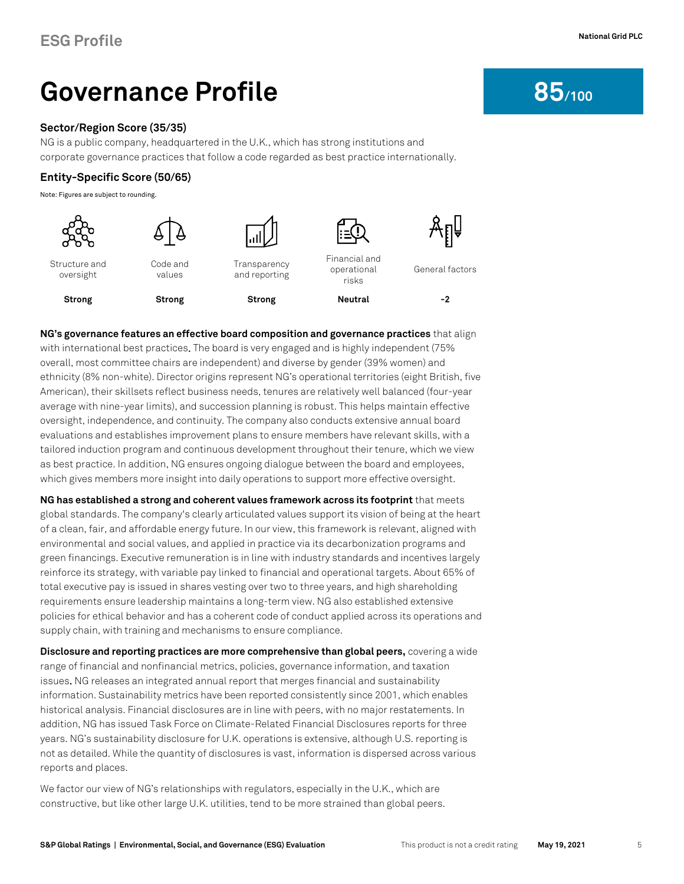# Governance Profile

**85/100**

### Sector/Region Score (35/35)

NG is a public company, headquartered in the U.K., which has strong institutions and corporate governance practices that follow a code regarded as best practice internationally.

### Entity-Specific Score (50/65)

Note: Figures are subject to rounding.

| Structure and oversight | Code and values | Transparency and reporting | Financial and operational risks | General factors |
|---|---|---|---|---|
| **Strong** | **Strong** | **Strong** | **Neutral** | **-2** |

**NG's governance features an effective board composition and governance practices** that align with international best practices. The board is very engaged and is highly independent (75% overall, most committee chairs are independent) and diverse by gender (39% women) and ethnicity (8% non-white). Director origins represent NG's operational territories (eight British, five American), their skillsets reflect business needs, tenures are relatively well balanced (four-year average with nine-year limits), and succession planning is robust. This helps maintain effective oversight, independence, and continuity. The company also conducts extensive annual board evaluations and establishes improvement plans to ensure members have relevant skills, with a tailored induction program and continuous development throughout their tenure, which we view as best practice. In addition, NG ensures ongoing dialogue between the board and employees, which gives members more insight into daily operations to support more effective oversight.

**NG has established a strong and coherent values framework across its footprint** that meets global standards. The company's clearly articulated values support its vision of being at the heart of a clean, fair, and affordable energy future. In our view, this framework is relevant, aligned with environmental and social values, and applied in practice via its decarbonization programs and green financings. Executive remuneration is in line with industry standards and incentives largely reinforce its strategy, with variable pay linked to financial and operational targets. About 65% of total executive pay is issued in shares vesting over two to three years, and high shareholding requirements ensure leadership maintains a long-term view. NG also established extensive policies for ethical behavior and has a coherent code of conduct applied across its operations and supply chain, with training and mechanisms to ensure compliance.

**Disclosure and reporting practices are more comprehensive than global peers,** covering a wide range of financial and nonfinancial metrics, policies, governance information, and taxation issues. NG releases an integrated annual report that merges financial and sustainability information. Sustainability metrics have been reported consistently since 2001, which enables historical analysis. Financial disclosures are in line with peers, with no major restatements. In addition, NG has issued Task Force on Climate-Related Financial Disclosures reports for three years. NG's sustainability disclosure for U.K. operations is extensive, although U.S. reporting is not as detailed. While the quantity of disclosures is vast, information is dispersed across various reports and places.

We factor our view of NG's relationships with regulators, especially in the U.K., which are constructive, but like other large U.K. utilities, tend to be more strained than global peers.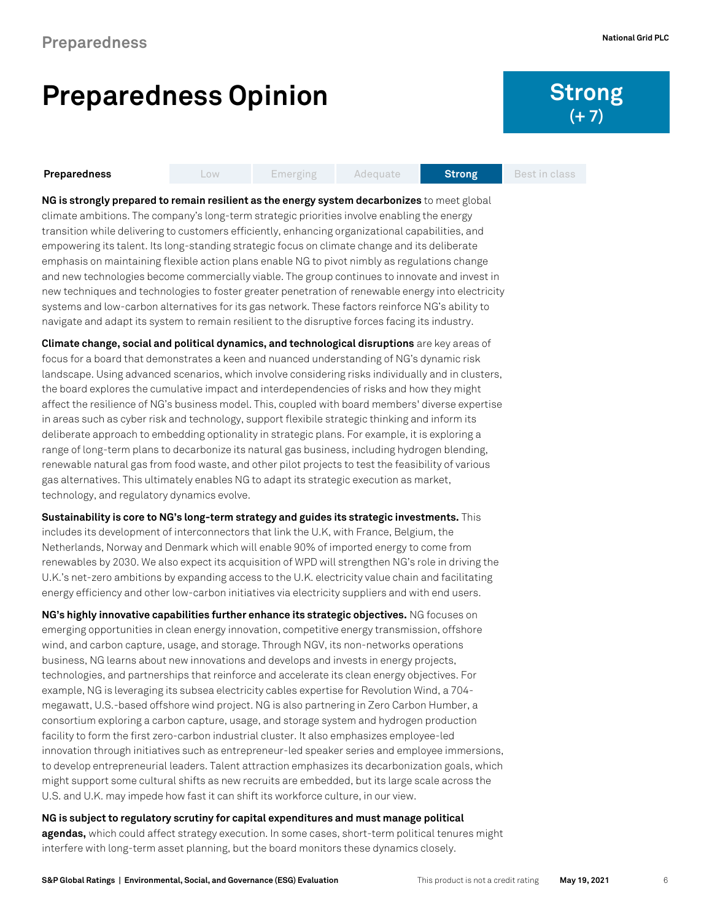# Preparedness Opinion

**Strong**
**(+ 7)**

| Preparedness | Low | Emerging | Adequate | **Strong** | Best in class |
|---|---|---|---|---|---|

**NG is strongly prepared to remain resilient as the energy system decarbonizes** to meet global climate ambitions. The company's long-term strategic priorities involve enabling the energy transition while delivering to customers efficiently, enhancing organizational capabilities, and empowering its talent. Its long-standing strategic focus on climate change and its deliberate emphasis on maintaining flexible action plans enable NG to pivot nimbly as regulations change and new technologies become commercially viable. The group continues to innovate and invest in new techniques and technologies to foster greater penetration of renewable energy into electricity systems and low-carbon alternatives for its gas network. These factors reinforce NG's ability to navigate and adapt its system to remain resilient to the disruptive forces facing its industry.

**Climate change, social and political dynamics, and technological disruptions** are key areas of focus for a board that demonstrates a keen and nuanced understanding of NG's dynamic risk landscape. Using advanced scenarios, which involve considering risks individually and in clusters, the board explores the cumulative impact and interdependencies of risks and how they might affect the resilience of NG's business model. This, coupled with board members' diverse expertise in areas such as cyber risk and technology, support flexibile strategic thinking and inform its deliberate approach to embedding optionality in strategic plans. For example, it is exploring a range of long-term plans to decarbonize its natural gas business, including hydrogen blending, renewable natural gas from food waste, and other pilot projects to test the feasibility of various gas alternatives. This ultimately enables NG to adapt its strategic execution as market, technology, and regulatory dynamics evolve.

**Sustainability is core to NG's long-term strategy and guides its strategic investments.** This includes its development of interconnectors that link the U.K, with France, Belgium, the Netherlands, Norway and Denmark which will enable 90% of imported energy to come from renewables by 2030. We also expect its acquisition of WPD will strengthen NG's role in driving the U.K.'s net-zero ambitions by expanding access to the U.K. electricity value chain and facilitating energy efficiency and other low-carbon initiatives via electricity suppliers and with end users.

**NG's highly innovative capabilities further enhance its strategic objectives.** NG focuses on emerging opportunities in clean energy innovation, competitive energy transmission, offshore wind, and carbon capture, usage, and storage. Through NGV, its non-networks operations business, NG learns about new innovations and develops and invests in energy projects, technologies, and partnerships that reinforce and accelerate its clean energy objectives. For example, NG is leveraging its subsea electricity cables expertise for Revolution Wind, a 704-megawatt, U.S.-based offshore wind project. NG is also partnering in Zero Carbon Humber, a consortium exploring a carbon capture, usage, and storage system and hydrogen production facility to form the first zero-carbon industrial cluster. It also emphasizes employee-led innovation through initiatives such as entrepreneur-led speaker series and employee immersions, to develop entrepreneurial leaders. Talent attraction emphasizes its decarbonization goals, which might support some cultural shifts as new recruits are embedded, but its large scale across the U.S. and U.K. may impede how fast it can shift its workforce culture, in our view.

**NG is subject to regulatory scrutiny for capital expenditures and must manage political agendas,** which could affect strategy execution. In some cases, short-term political tenures might interfere with long-term asset planning, but the board monitors these dynamics closely.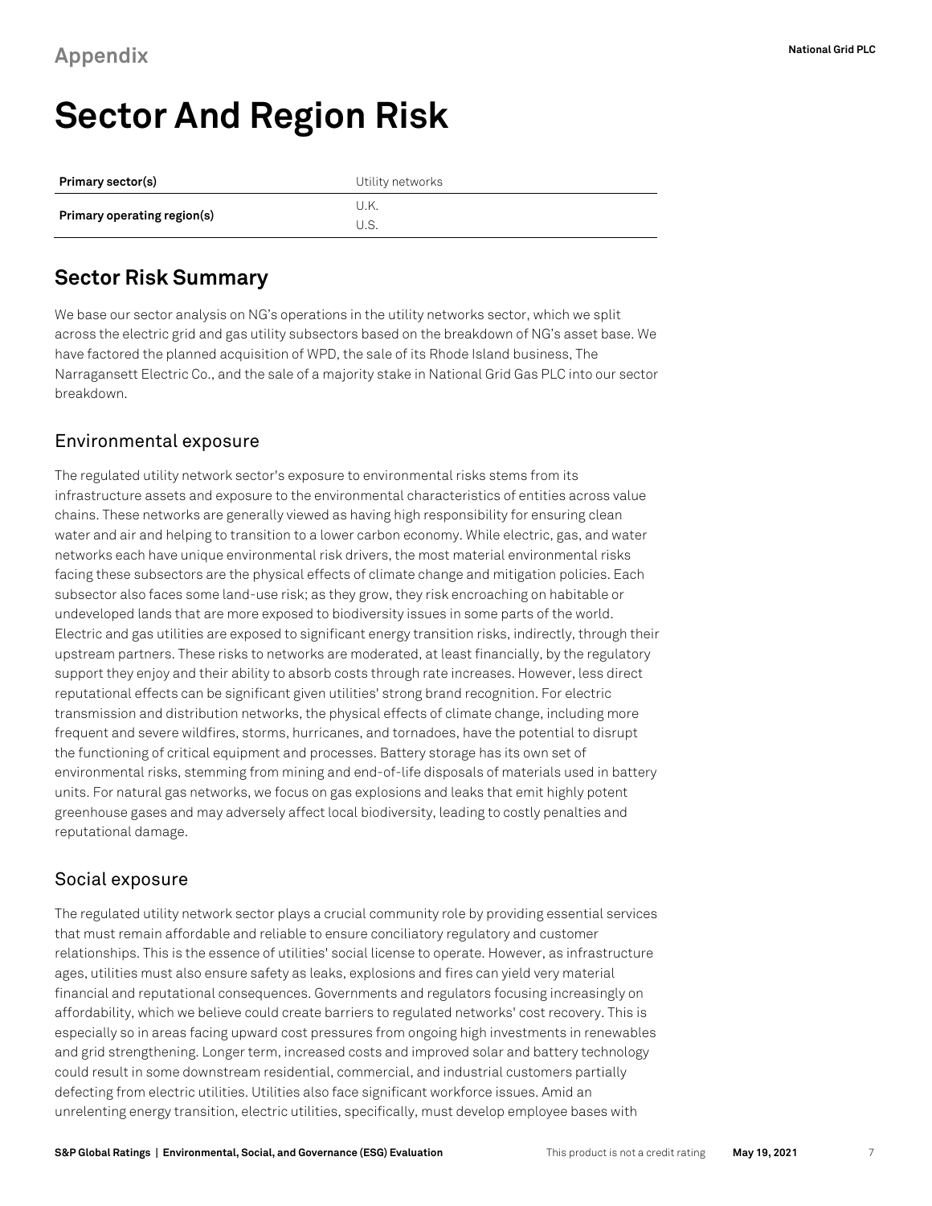# Appendix

# Sector And Region Risk

| Primary sector(s) | Utility networks |
| --- | --- |
| Primary operating region(s) | U.K.<br>U.S. |

## Sector Risk Summary

We base our sector analysis on NG's operations in the utility networks sector, which we split across the electric grid and gas utility subsectors based on the breakdown of NG's asset base. We have factored the planned acquisition of WPD, the sale of its Rhode Island business, The Narragansett Electric Co., and the sale of a majority stake in National Grid Gas PLC into our sector breakdown.

### Environmental exposure

The regulated utility network sector's exposure to environmental risks stems from its infrastructure assets and exposure to the environmental characteristics of entities across value chains. These networks are generally viewed as having high responsibility for ensuring clean water and air and helping to transition to a lower carbon economy. While electric, gas, and water networks each have unique environmental risk drivers, the most material environmental risks facing these subsectors are the physical effects of climate change and mitigation policies. Each subsector also faces some land-use risk; as they grow, they risk encroaching on habitable or undeveloped lands that are more exposed to biodiversity issues in some parts of the world. Electric and gas utilities are exposed to significant energy transition risks, indirectly, through their upstream partners. These risks to networks are moderated, at least financially, by the regulatory support they enjoy and their ability to absorb costs through rate increases. However, less direct reputational effects can be significant given utilities' strong brand recognition. For electric transmission and distribution networks, the physical effects of climate change, including more frequent and severe wildfires, storms, hurricanes, and tornadoes, have the potential to disrupt the functioning of critical equipment and processes. Battery storage has its own set of environmental risks, stemming from mining and end-of-life disposals of materials used in battery units. For natural gas networks, we focus on gas explosions and leaks that emit highly potent greenhouse gases and may adversely affect local biodiversity, leading to costly penalties and reputational damage.

### Social exposure

The regulated utility network sector plays a crucial community role by providing essential services that must remain affordable and reliable to ensure conciliatory regulatory and customer relationships. This is the essence of utilities' social license to operate. However, as infrastructure ages, utilities must also ensure safety as leaks, explosions and fires can yield very material financial and reputational consequences. Governments and regulators focusing increasingly on affordability, which we believe could create barriers to regulated networks' cost recovery. This is especially so in areas facing upward cost pressures from ongoing high investments in renewables and grid strengthening. Longer term, increased costs and improved solar and battery technology could result in some downstream residential, commercial, and industrial customers partially defecting from electric utilities. Utilities also face significant workforce issues. Amid an unrelenting energy transition, electric utilities, specifically, must develop employee bases with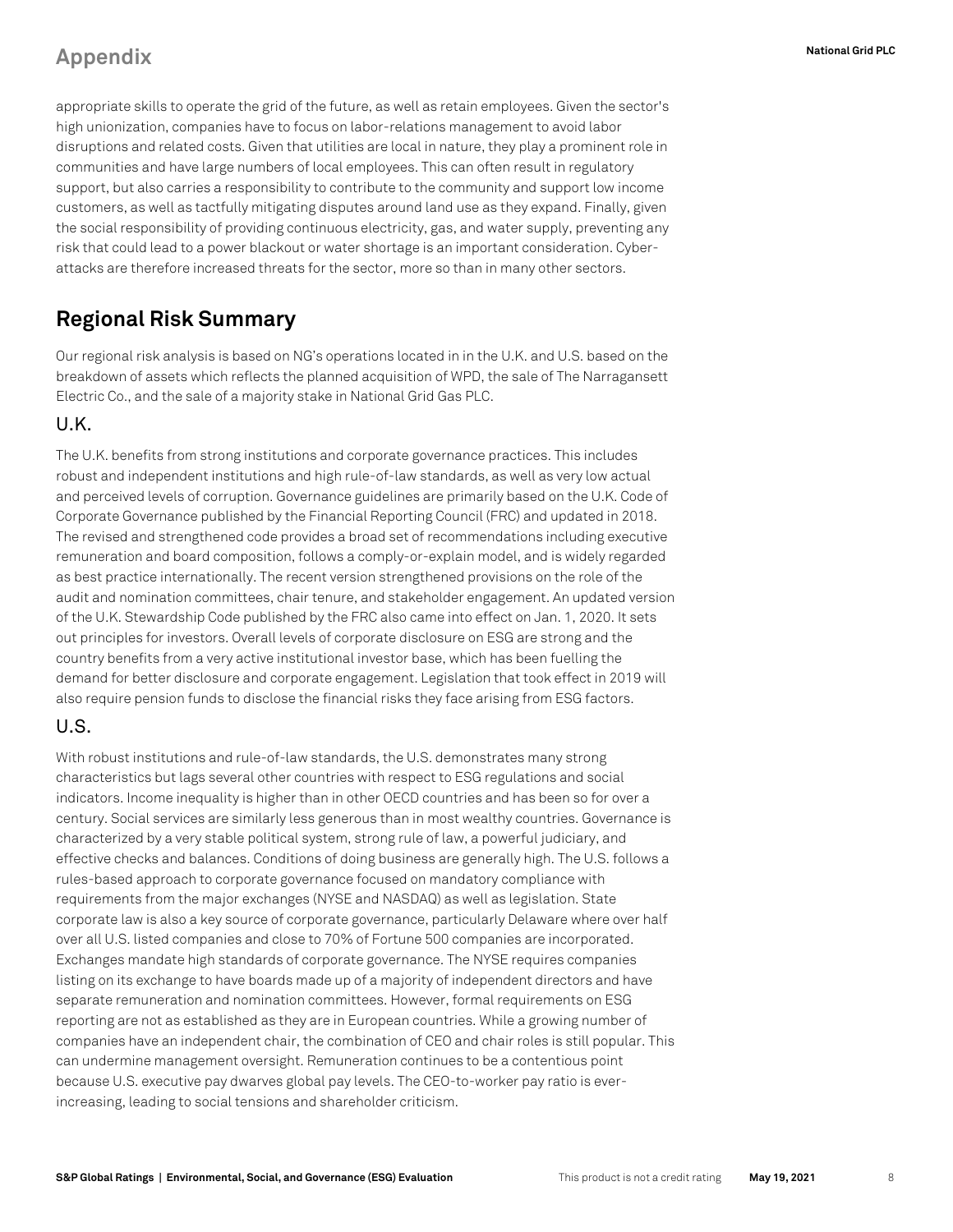appropriate skills to operate the grid of the future, as well as retain employees. Given the sector's high unionization, companies have to focus on labor-relations management to avoid labor disruptions and related costs. Given that utilities are local in nature, they play a prominent role in communities and have large numbers of local employees. This can often result in regulatory support, but also carries a responsibility to contribute to the community and support low income customers, as well as tactfully mitigating disputes around land use as they expand. Finally, given the social responsibility of providing continuous electricity, gas, and water supply, preventing any risk that could lead to a power blackout or water shortage is an important consideration. Cyber-attacks are therefore increased threats for the sector, more so than in many other sectors.

## Regional Risk Summary

Our regional risk analysis is based on NG's operations located in in the U.K. and U.S. based on the breakdown of assets which reflects the planned acquisition of WPD, the sale of The Narragansett Electric Co., and the sale of a majority stake in National Grid Gas PLC.

### U.K.

The U.K. benefits from strong institutions and corporate governance practices. This includes robust and independent institutions and high rule-of-law standards, as well as very low actual and perceived levels of corruption. Governance guidelines are primarily based on the U.K. Code of Corporate Governance published by the Financial Reporting Council (FRC) and updated in 2018. The revised and strengthened code provides a broad set of recommendations including executive remuneration and board composition, follows a comply-or-explain model, and is widely regarded as best practice internationally. The recent version strengthened provisions on the role of the audit and nomination committees, chair tenure, and stakeholder engagement. An updated version of the U.K. Stewardship Code published by the FRC also came into effect on Jan. 1, 2020. It sets out principles for investors. Overall levels of corporate disclosure on ESG are strong and the country benefits from a very active institutional investor base, which has been fuelling the demand for better disclosure and corporate engagement. Legislation that took effect in 2019 will also require pension funds to disclose the financial risks they face arising from ESG factors.

### U.S.

With robust institutions and rule-of-law standards, the U.S. demonstrates many strong characteristics but lags several other countries with respect to ESG regulations and social indicators. Income inequality is higher than in other OECD countries and has been so for over a century. Social services are similarly less generous than in most wealthy countries. Governance is characterized by a very stable political system, strong rule of law, a powerful judiciary, and effective checks and balances. Conditions of doing business are generally high. The U.S. follows a rules-based approach to corporate governance focused on mandatory compliance with requirements from the major exchanges (NYSE and NASDAQ) as well as legislation. State corporate law is also a key source of corporate governance, particularly Delaware where over half over all U.S. listed companies and close to 70% of Fortune 500 companies are incorporated. Exchanges mandate high standards of corporate governance. The NYSE requires companies listing on its exchange to have boards made up of a majority of independent directors and have separate remuneration and nomination committees. However, formal requirements on ESG reporting are not as established as they are in European countries. While a growing number of companies have an independent chair, the combination of CEO and chair roles is still popular. This can undermine management oversight. Remuneration continues to be a contentious point because U.S. executive pay dwarves global pay levels. The CEO-to-worker pay ratio is ever-increasing, leading to social tensions and shareholder criticism.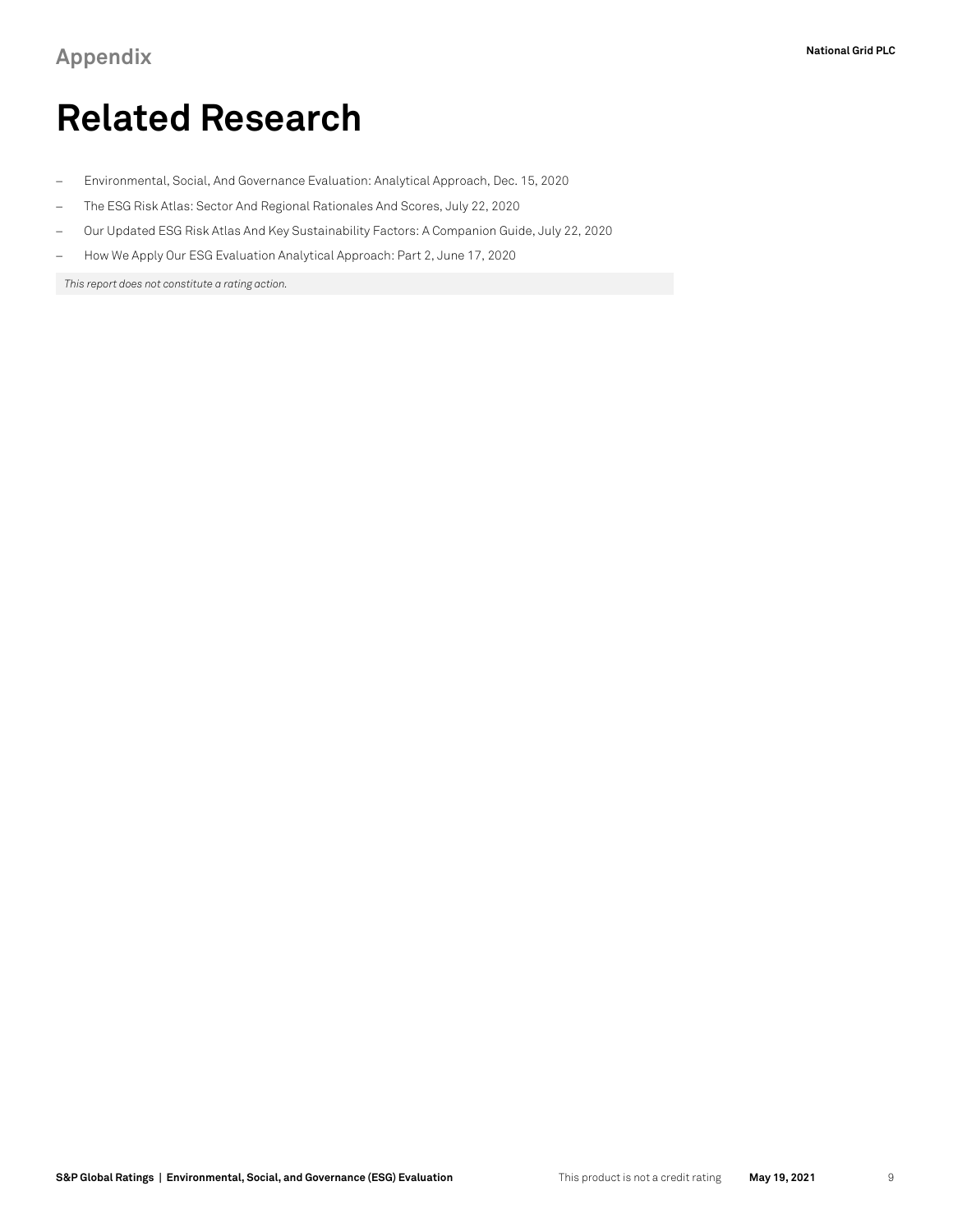## Appendix

# Related Research

- Environmental, Social, And Governance Evaluation: Analytical Approach, Dec. 15, 2020
- The ESG Risk Atlas: Sector And Regional Rationales And Scores, July 22, 2020
- Our Updated ESG Risk Atlas And Key Sustainability Factors: A Companion Guide, July 22, 2020
- How We Apply Our ESG Evaluation Analytical Approach: Part 2, June 17, 2020

*This report does not constitute a rating action.*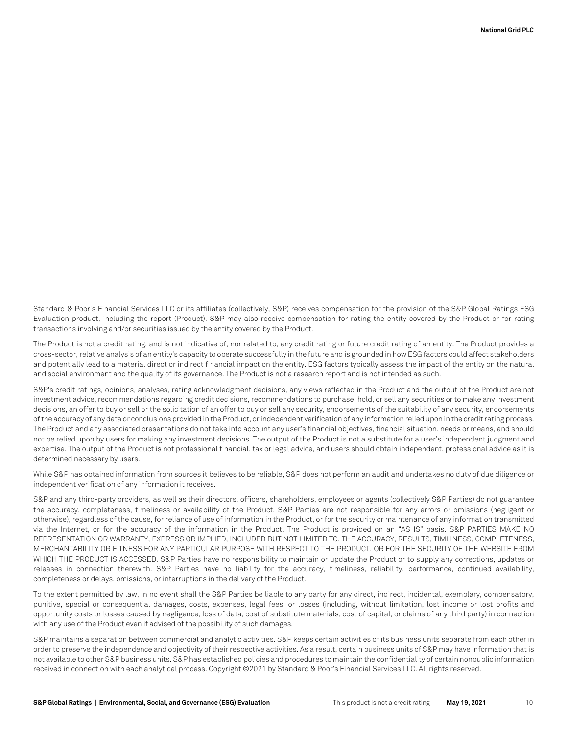Standard & Poor's Financial Services LLC or its affiliates (collectively, S&P) receives compensation for the provision of the S&P Global Ratings ESG Evaluation product, including the report (Product). S&P may also receive compensation for rating the entity covered by the Product or for rating transactions involving and/or securities issued by the entity covered by the Product.

The Product is not a credit rating, and is not indicative of, nor related to, any credit rating or future credit rating of an entity. The Product provides a cross-sector, relative analysis of an entity's capacity to operate successfully in the future and is grounded in how ESG factors could affect stakeholders and potentially lead to a material direct or indirect financial impact on the entity. ESG factors typically assess the impact of the entity on the natural and social environment and the quality of its governance. The Product is not a research report and is not intended as such.

S&P's credit ratings, opinions, analyses, rating acknowledgment decisions, any views reflected in the Product and the output of the Product are not investment advice, recommendations regarding credit decisions, recommendations to purchase, hold, or sell any securities or to make any investment decisions, an offer to buy or sell or the solicitation of an offer to buy or sell any security, endorsements of the suitability of any security, endorsements of the accuracy of any data or conclusions provided in the Product, or independent verification of any information relied upon in the credit rating process. The Product and any associated presentations do not take into account any user's financial objectives, financial situation, needs or means, and should not be relied upon by users for making any investment decisions. The output of the Product is not a substitute for a user's independent judgment and expertise. The output of the Product is not professional financial, tax or legal advice, and users should obtain independent, professional advice as it is determined necessary by users.

While S&P has obtained information from sources it believes to be reliable, S&P does not perform an audit and undertakes no duty of due diligence or independent verification of any information it receives.

S&P and any third-party providers, as well as their directors, officers, shareholders, employees or agents (collectively S&P Parties) do not guarantee the accuracy, completeness, timeliness or availability of the Product. S&P Parties are not responsible for any errors or omissions (negligent or otherwise), regardless of the cause, for reliance of use of information in the Product, or for the security or maintenance of any information transmitted via the Internet, or for the accuracy of the information in the Product. The Product is provided on an "AS IS" basis. S&P PARTIES MAKE NO REPRESENTATION OR WARRANTY, EXPRESS OR IMPLIED, INCLUDED BUT NOT LIMITED TO, THE ACCURACY, RESULTS, TIMLINESS, COMPLETENESS, MERCHANTABILITY OR FITNESS FOR ANY PARTICULAR PURPOSE WITH RESPECT TO THE PRODUCT, OR FOR THE SECURITY OF THE WEBSITE FROM WHICH THE PRODUCT IS ACCESSED. S&P Parties have no responsibility to maintain or update the Product or to supply any corrections, updates or releases in connection therewith. S&P Parties have no liability for the accuracy, timeliness, reliability, performance, continued availability, completeness or delays, omissions, or interruptions in the delivery of the Product.

To the extent permitted by law, in no event shall the S&P Parties be liable to any party for any direct, indirect, incidental, exemplary, compensatory, punitive, special or consequential damages, costs, expenses, legal fees, or losses (including, without limitation, lost income or lost profits and opportunity costs or losses caused by negligence, loss of data, cost of substitute materials, cost of capital, or claims of any third party) in connection with any use of the Product even if advised of the possibility of such damages.

S&P maintains a separation between commercial and analytic activities. S&P keeps certain activities of its business units separate from each other in order to preserve the independence and objectivity of their respective activities. As a result, certain business units of S&P may have information that is not available to other S&P business units. S&P has established policies and procedures to maintain the confidentiality of certain nonpublic information received in connection with each analytical process. Copyright ©2021 by Standard & Poor's Financial Services LLC. All rights reserved.